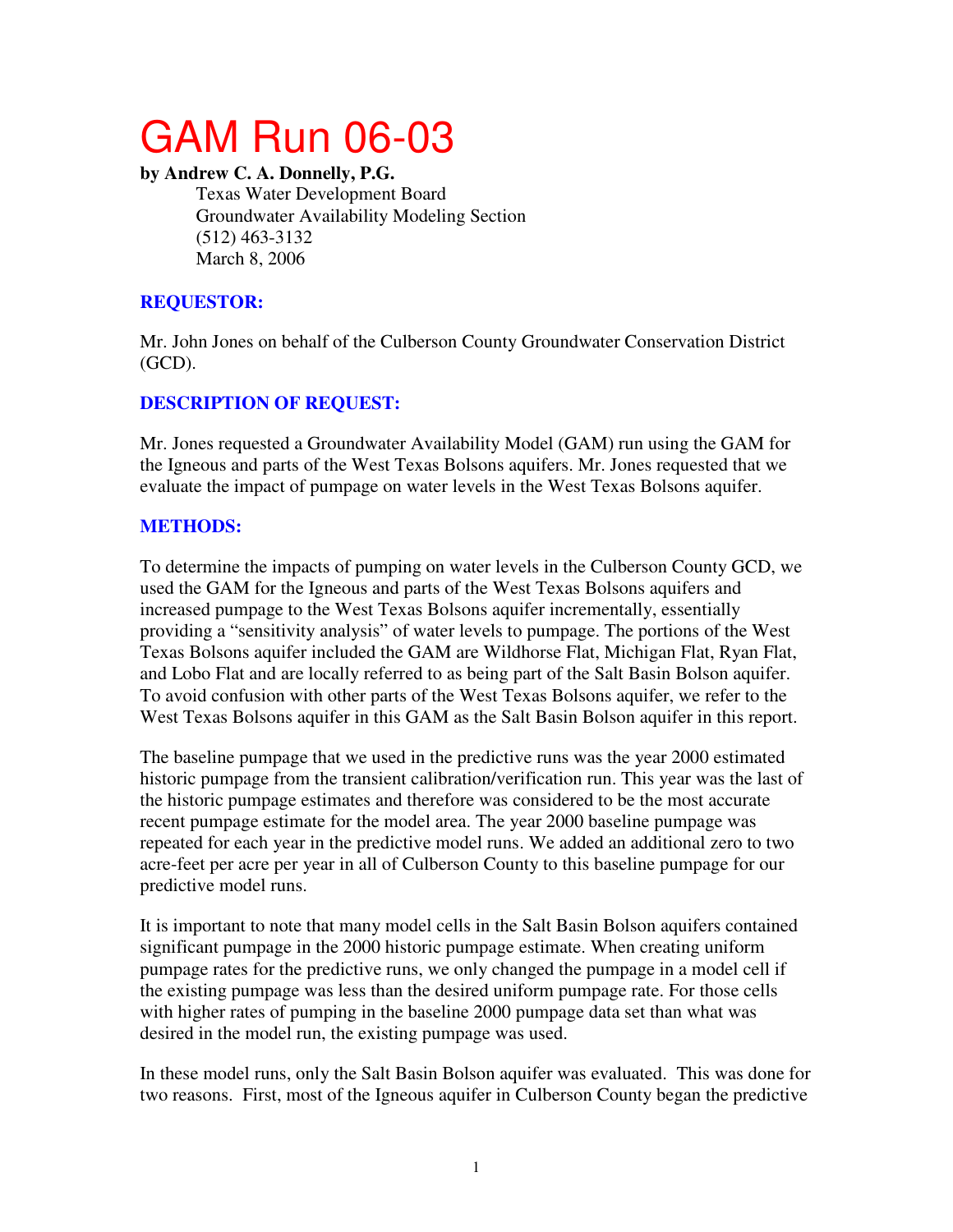# GAM Run 06-03

**by Andrew C. A. Donnelly, P.G.**
Texas Water Development Board
Groundwater Availability Modeling Section
(512) 463-3132
March 8, 2006

## REQUESTOR:

Mr. John Jones on behalf of the Culberson County Groundwater Conservation District (GCD).

## DESCRIPTION OF REQUEST:

Mr. Jones requested a Groundwater Availability Model (GAM) run using the GAM for the Igneous and parts of the West Texas Bolsons aquifers. Mr. Jones requested that we evaluate the impact of pumpage on water levels in the West Texas Bolsons aquifer.

## METHODS:

To determine the impacts of pumping on water levels in the Culberson County GCD, we used the GAM for the Igneous and parts of the West Texas Bolsons aquifers and increased pumpage to the West Texas Bolsons aquifer incrementally, essentially providing a "sensitivity analysis" of water levels to pumpage. The portions of the West Texas Bolsons aquifer included the GAM are Wildhorse Flat, Michigan Flat, Ryan Flat, and Lobo Flat and are locally referred to as being part of the Salt Basin Bolson aquifer. To avoid confusion with other parts of the West Texas Bolsons aquifer, we refer to the West Texas Bolsons aquifer in this GAM as the Salt Basin Bolson aquifer in this report.

The baseline pumpage that we used in the predictive runs was the year 2000 estimated historic pumpage from the transient calibration/verification run. This year was the last of the historic pumpage estimates and therefore was considered to be the most accurate recent pumpage estimate for the model area. The year 2000 baseline pumpage was repeated for each year in the predictive model runs. We added an additional zero to two acre-feet per acre per year in all of Culberson County to this baseline pumpage for our predictive model runs.

It is important to note that many model cells in the Salt Basin Bolson aquifers contained significant pumpage in the 2000 historic pumpage estimate. When creating uniform pumpage rates for the predictive runs, we only changed the pumpage in a model cell if the existing pumpage was less than the desired uniform pumpage rate. For those cells with higher rates of pumping in the baseline 2000 pumpage data set than what was desired in the model run, the existing pumpage was used.

In these model runs, only the Salt Basin Bolson aquifer was evaluated. This was done for two reasons. First, most of the Igneous aquifer in Culberson County began the predictive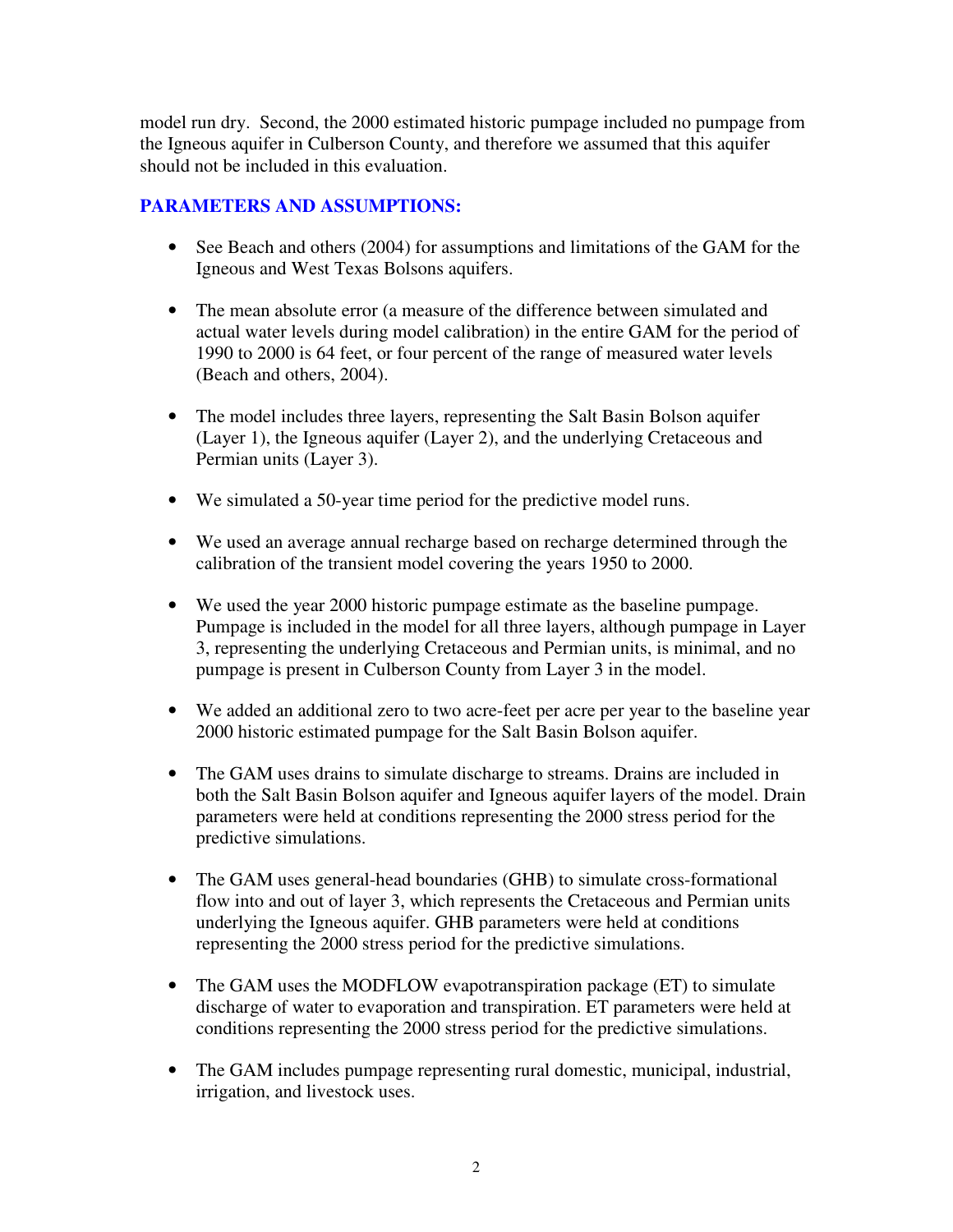model run dry. Second, the 2000 estimated historic pumpage included no pumpage from the Igneous aquifer in Culberson County, and therefore we assumed that this aquifer should not be included in this evaluation.

## PARAMETERS AND ASSUMPTIONS:

- See Beach and others (2004) for assumptions and limitations of the GAM for the Igneous and West Texas Bolsons aquifers.
- The mean absolute error (a measure of the difference between simulated and actual water levels during model calibration) in the entire GAM for the period of 1990 to 2000 is 64 feet, or four percent of the range of measured water levels (Beach and others, 2004).
- The model includes three layers, representing the Salt Basin Bolson aquifer (Layer 1), the Igneous aquifer (Layer 2), and the underlying Cretaceous and Permian units (Layer 3).
- We simulated a 50-year time period for the predictive model runs.
- We used an average annual recharge based on recharge determined through the calibration of the transient model covering the years 1950 to 2000.
- We used the year 2000 historic pumpage estimate as the baseline pumpage. Pumpage is included in the model for all three layers, although pumpage in Layer 3, representing the underlying Cretaceous and Permian units, is minimal, and no pumpage is present in Culberson County from Layer 3 in the model.
- We added an additional zero to two acre-feet per acre per year to the baseline year 2000 historic estimated pumpage for the Salt Basin Bolson aquifer.
- The GAM uses drains to simulate discharge to streams. Drains are included in both the Salt Basin Bolson aquifer and Igneous aquifer layers of the model. Drain parameters were held at conditions representing the 2000 stress period for the predictive simulations.
- The GAM uses general-head boundaries (GHB) to simulate cross-formational flow into and out of layer 3, which represents the Cretaceous and Permian units underlying the Igneous aquifer. GHB parameters were held at conditions representing the 2000 stress period for the predictive simulations.
- The GAM uses the MODFLOW evapotranspiration package (ET) to simulate discharge of water to evaporation and transpiration. ET parameters were held at conditions representing the 2000 stress period for the predictive simulations.
- The GAM includes pumpage representing rural domestic, municipal, industrial, irrigation, and livestock uses.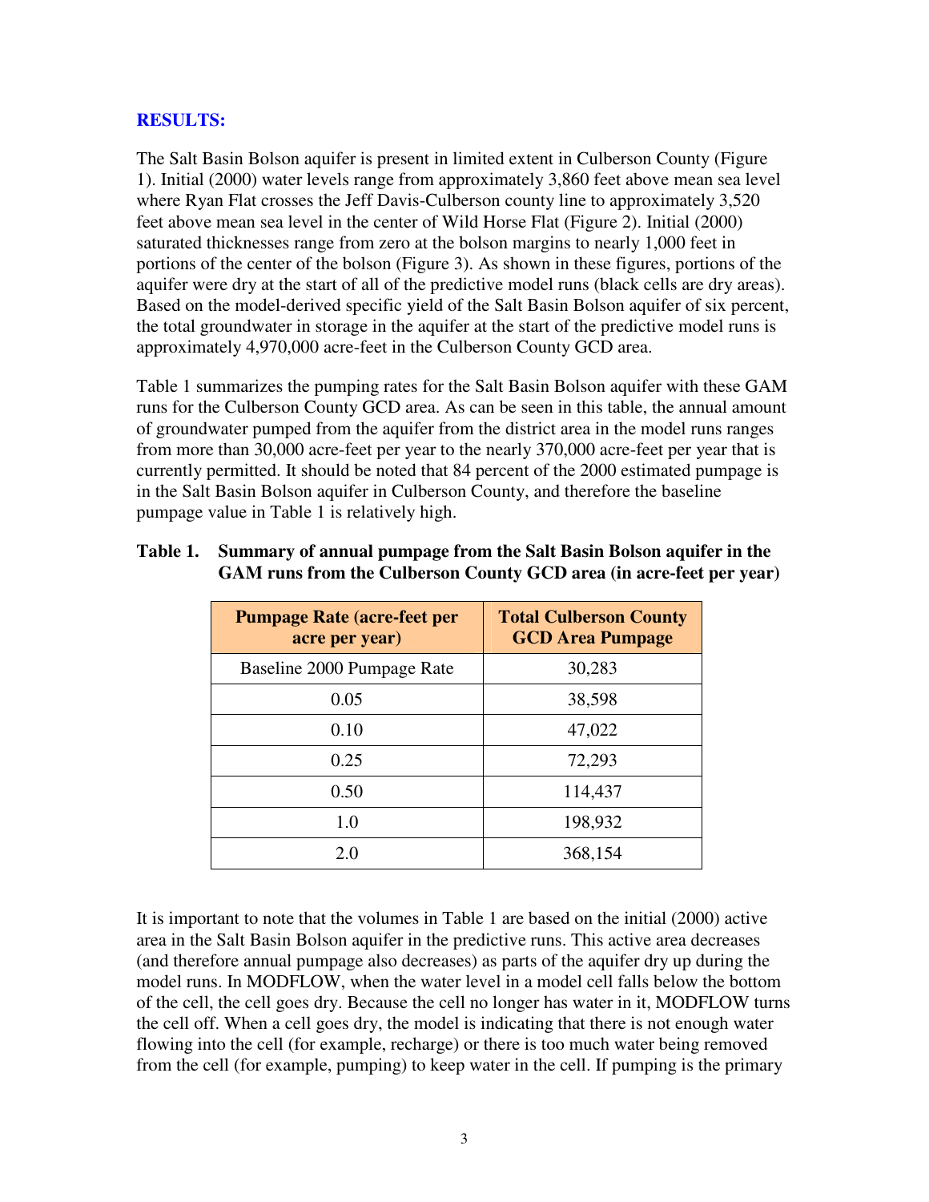**RESULTS:**

The Salt Basin Bolson aquifer is present in limited extent in Culberson County (Figure 1). Initial (2000) water levels range from approximately 3,860 feet above mean sea level where Ryan Flat crosses the Jeff Davis-Culberson county line to approximately 3,520 feet above mean sea level in the center of Wild Horse Flat (Figure 2). Initial (2000) saturated thicknesses range from zero at the bolson margins to nearly 1,000 feet in portions of the center of the bolson (Figure 3). As shown in these figures, portions of the aquifer were dry at the start of all of the predictive model runs (black cells are dry areas). Based on the model-derived specific yield of the Salt Basin Bolson aquifer of six percent, the total groundwater in storage in the aquifer at the start of the predictive model runs is approximately 4,970,000 acre-feet in the Culberson County GCD area.

Table 1 summarizes the pumping rates for the Salt Basin Bolson aquifer with these GAM runs for the Culberson County GCD area. As can be seen in this table, the annual amount of groundwater pumped from the aquifer from the district area in the model runs ranges from more than 30,000 acre-feet per year to the nearly 370,000 acre-feet per year that is currently permitted. It should be noted that 84 percent of the 2000 estimated pumpage is in the Salt Basin Bolson aquifer in Culberson County, and therefore the baseline pumpage value in Table 1 is relatively high.

**Table 1. Summary of annual pumpage from the Salt Basin Bolson aquifer in the GAM runs from the Culberson County GCD area (in acre-feet per year)**

| Pumpage Rate (acre-feet per acre per year) | Total Culberson County GCD Area Pumpage |
|---|---|
| Baseline 2000 Pumpage Rate | 30,283 |
| 0.05 | 38,598 |
| 0.10 | 47,022 |
| 0.25 | 72,293 |
| 0.50 | 114,437 |
| 1.0 | 198,932 |
| 2.0 | 368,154 |

It is important to note that the volumes in Table 1 are based on the initial (2000) active area in the Salt Basin Bolson aquifer in the predictive runs. This active area decreases (and therefore annual pumpage also decreases) as parts of the aquifer dry up during the model runs. In MODFLOW, when the water level in a model cell falls below the bottom of the cell, the cell goes dry. Because the cell no longer has water in it, MODFLOW turns the cell off. When a cell goes dry, the model is indicating that there is not enough water flowing into the cell (for example, recharge) or there is too much water being removed from the cell (for example, pumping) to keep water in the cell. If pumping is the primary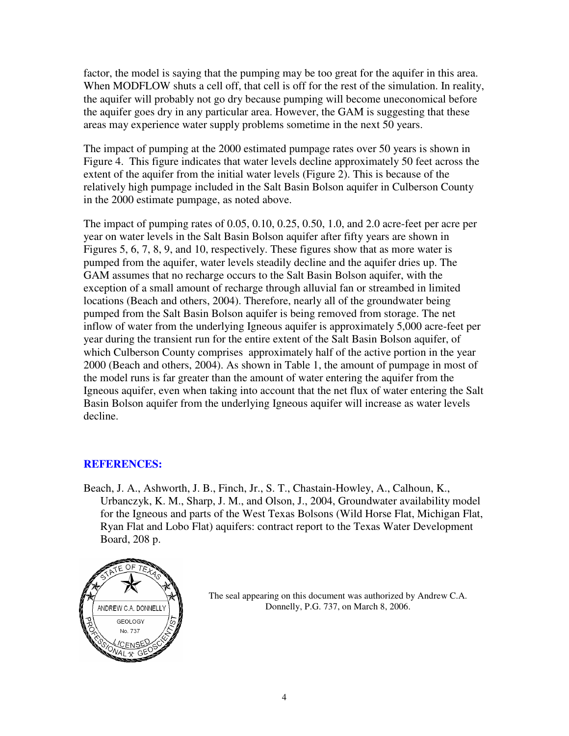factor, the model is saying that the pumping may be too great for the aquifer in this area. When MODFLOW shuts a cell off, that cell is off for the rest of the simulation. In reality, the aquifer will probably not go dry because pumping will become uneconomical before the aquifer goes dry in any particular area. However, the GAM is suggesting that these areas may experience water supply problems sometime in the next 50 years.

The impact of pumping at the 2000 estimated pumpage rates over 50 years is shown in Figure 4. This figure indicates that water levels decline approximately 50 feet across the extent of the aquifer from the initial water levels (Figure 2). This is because of the relatively high pumpage included in the Salt Basin Bolson aquifer in Culberson County in the 2000 estimate pumpage, as noted above.

The impact of pumping rates of 0.05, 0.10, 0.25, 0.50, 1.0, and 2.0 acre-feet per acre per year on water levels in the Salt Basin Bolson aquifer after fifty years are shown in Figures 5, 6, 7, 8, 9, and 10, respectively. These figures show that as more water is pumped from the aquifer, water levels steadily decline and the aquifer dries up. The GAM assumes that no recharge occurs to the Salt Basin Bolson aquifer, with the exception of a small amount of recharge through alluvial fan or streambed in limited locations (Beach and others, 2004). Therefore, nearly all of the groundwater being pumped from the Salt Basin Bolson aquifer is being removed from storage. The net inflow of water from the underlying Igneous aquifer is approximately 5,000 acre-feet per year during the transient run for the entire extent of the Salt Basin Bolson aquifer, of which Culberson County comprises approximately half of the active portion in the year 2000 (Beach and others, 2004). As shown in Table 1, the amount of pumpage in most of the model runs is far greater than the amount of water entering the aquifer from the Igneous aquifer, even when taking into account that the net flux of water entering the Salt Basin Bolson aquifer from the underlying Igneous aquifer will increase as water levels decline.

## REFERENCES:

Beach, J. A., Ashworth, J. B., Finch, Jr., S. T., Chastain-Howley, A., Calhoun, K., Urbanczyk, K. M., Sharp, J. M., and Olson, J., 2004, Groundwater availability model for the Igneous and parts of the West Texas Bolsons (Wild Horse Flat, Michigan Flat, Ryan Flat and Lobo Flat) aquifers: contract report to the Texas Water Development Board, 208 p.

STATE OF TEXAS
ANDREW C.A. DONNELLY
GEOLOGY
No. 737
LICENSED
PROFESSIONAL GEOSCIENTIST

The seal appearing on this document was authorized by Andrew C.A. Donnelly, P.G. 737, on March 8, 2006.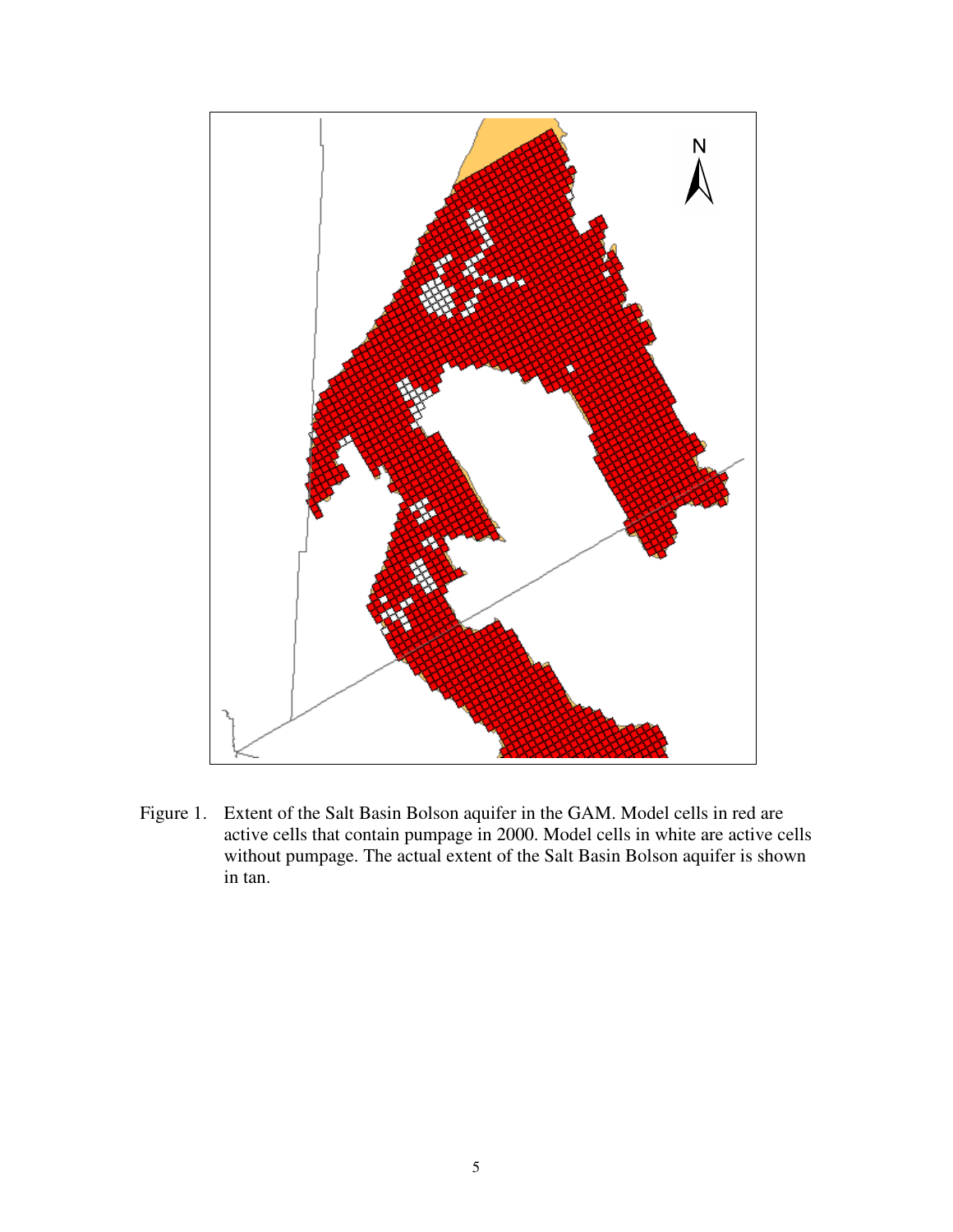Figure 1. Extent of the Salt Basin Bolson aquifer in the GAM. Model cells in red are active cells that contain pumpage in 2000. Model cells in white are active cells without pumpage. The actual extent of the Salt Basin Bolson aquifer is shown in tan.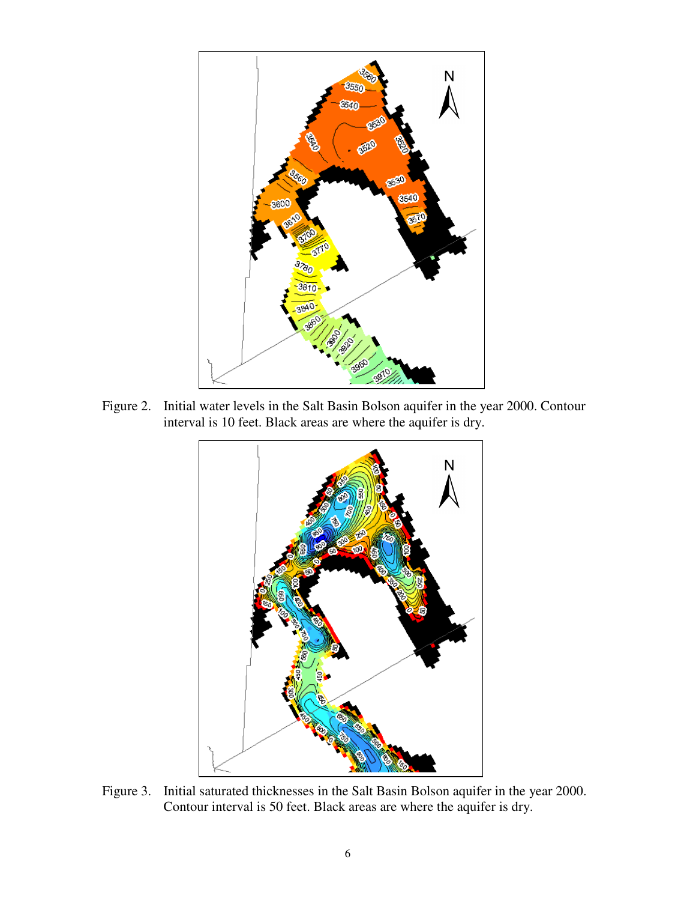Figure 2. Initial water levels in the Salt Basin Bolson aquifer in the year 2000. Contour interval is 10 feet. Black areas are where the aquifer is dry.

Figure 3. Initial saturated thicknesses in the Salt Basin Bolson aquifer in the year 2000. Contour interval is 50 feet. Black areas are where the aquifer is dry.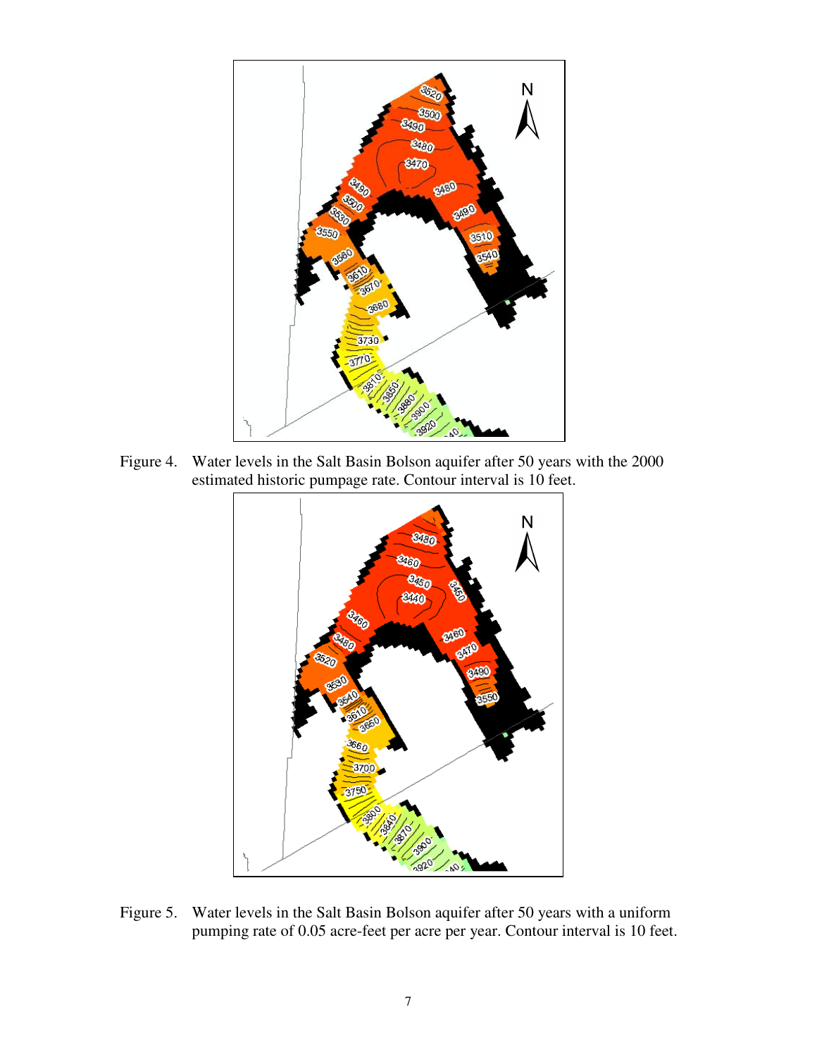Figure 4. Water levels in the Salt Basin Bolson aquifer after 50 years with the 2000 estimated historic pumpage rate. Contour interval is 10 feet.

Figure 5. Water levels in the Salt Basin Bolson aquifer after 50 years with a uniform pumping rate of 0.05 acre-feet per acre per year. Contour interval is 10 feet.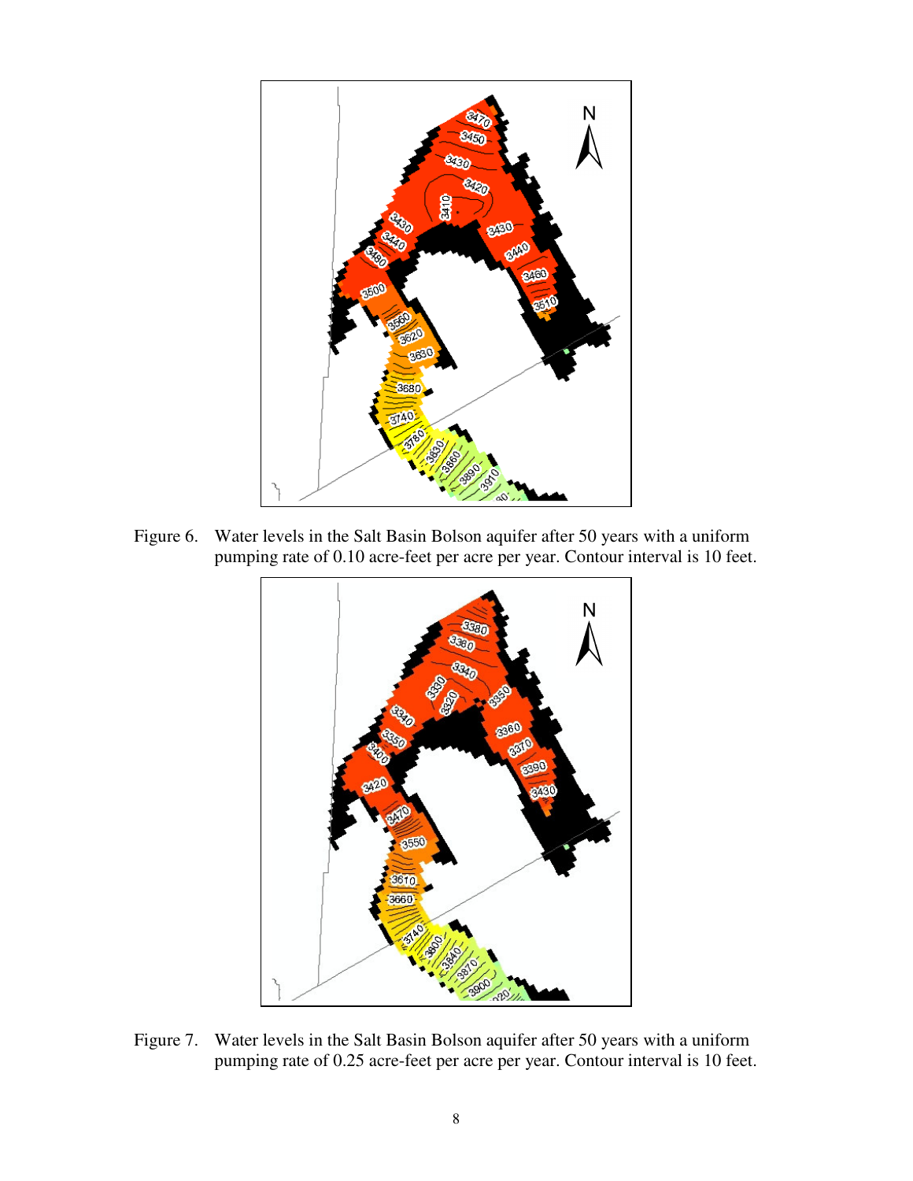Figure 6. Water levels in the Salt Basin Bolson aquifer after 50 years with a uniform pumping rate of 0.10 acre-feet per acre per year. Contour interval is 10 feet.

Figure 7. Water levels in the Salt Basin Bolson aquifer after 50 years with a uniform pumping rate of 0.25 acre-feet per acre per year. Contour interval is 10 feet.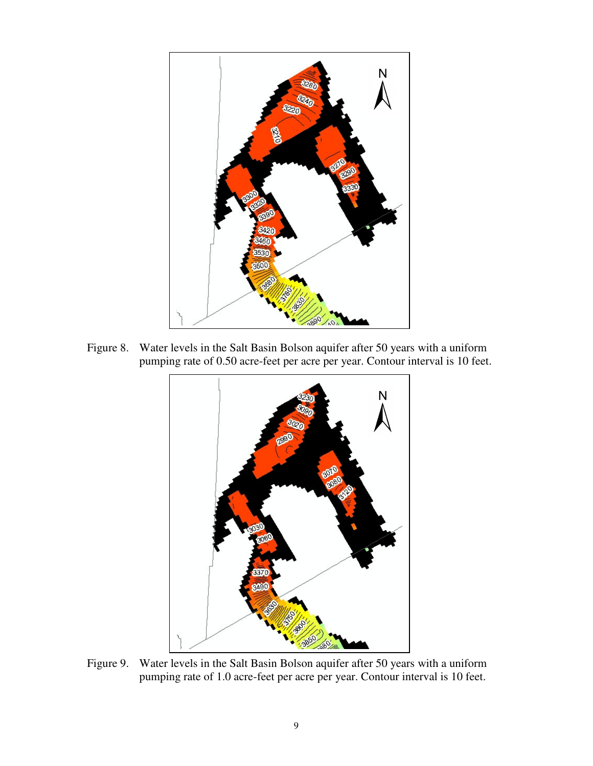Figure 8. Water levels in the Salt Basin Bolson aquifer after 50 years with a uniform pumping rate of 0.50 acre-feet per acre per year. Contour interval is 10 feet.

Figure 9. Water levels in the Salt Basin Bolson aquifer after 50 years with a uniform pumping rate of 1.0 acre-feet per acre per year. Contour interval is 10 feet.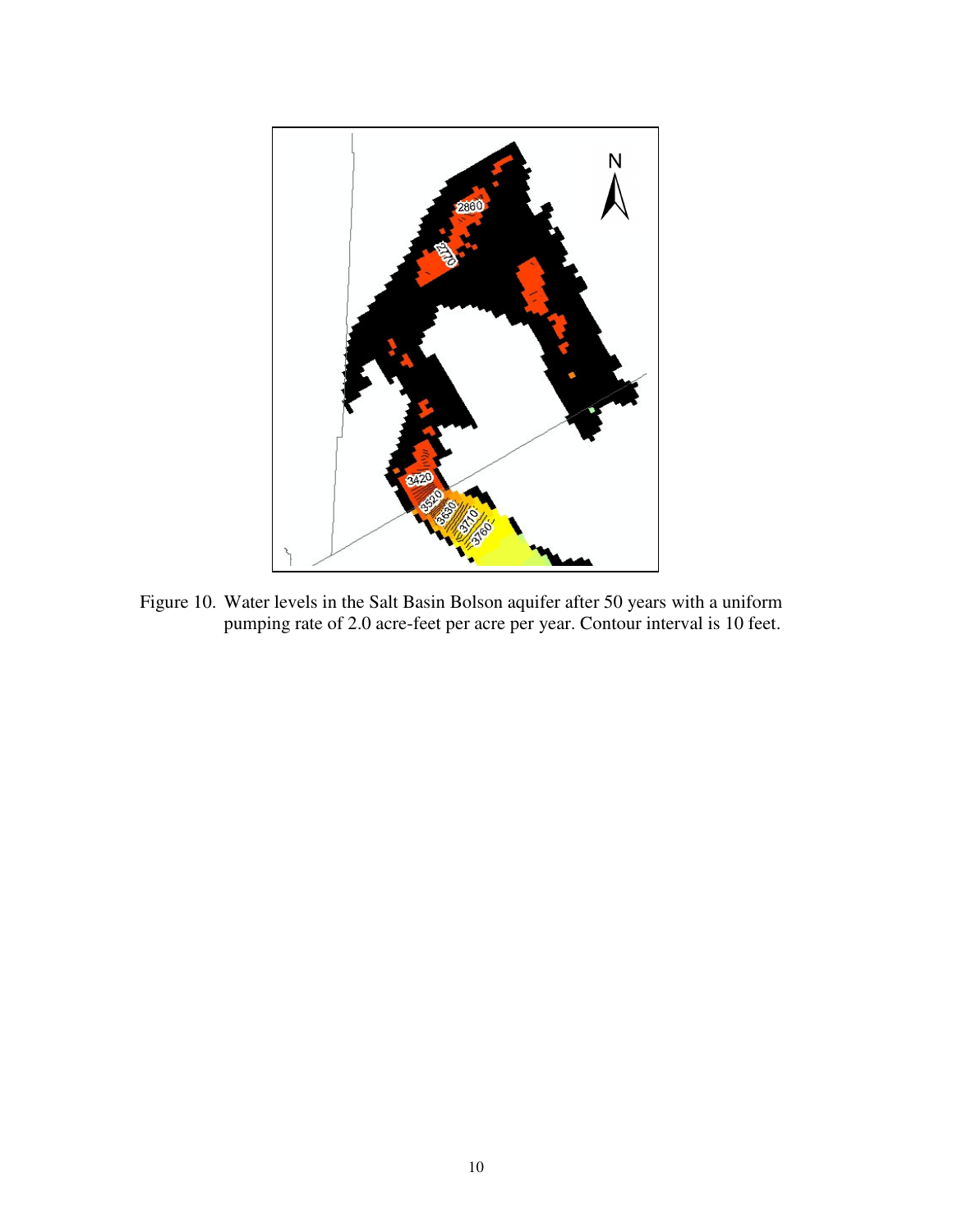N

2860

2770

3420

3520

3630

3710

3760

Figure 10. Water levels in the Salt Basin Bolson aquifer after 50 years with a uniform pumping rate of 2.0 acre-feet per acre per year. Contour interval is 10 feet.